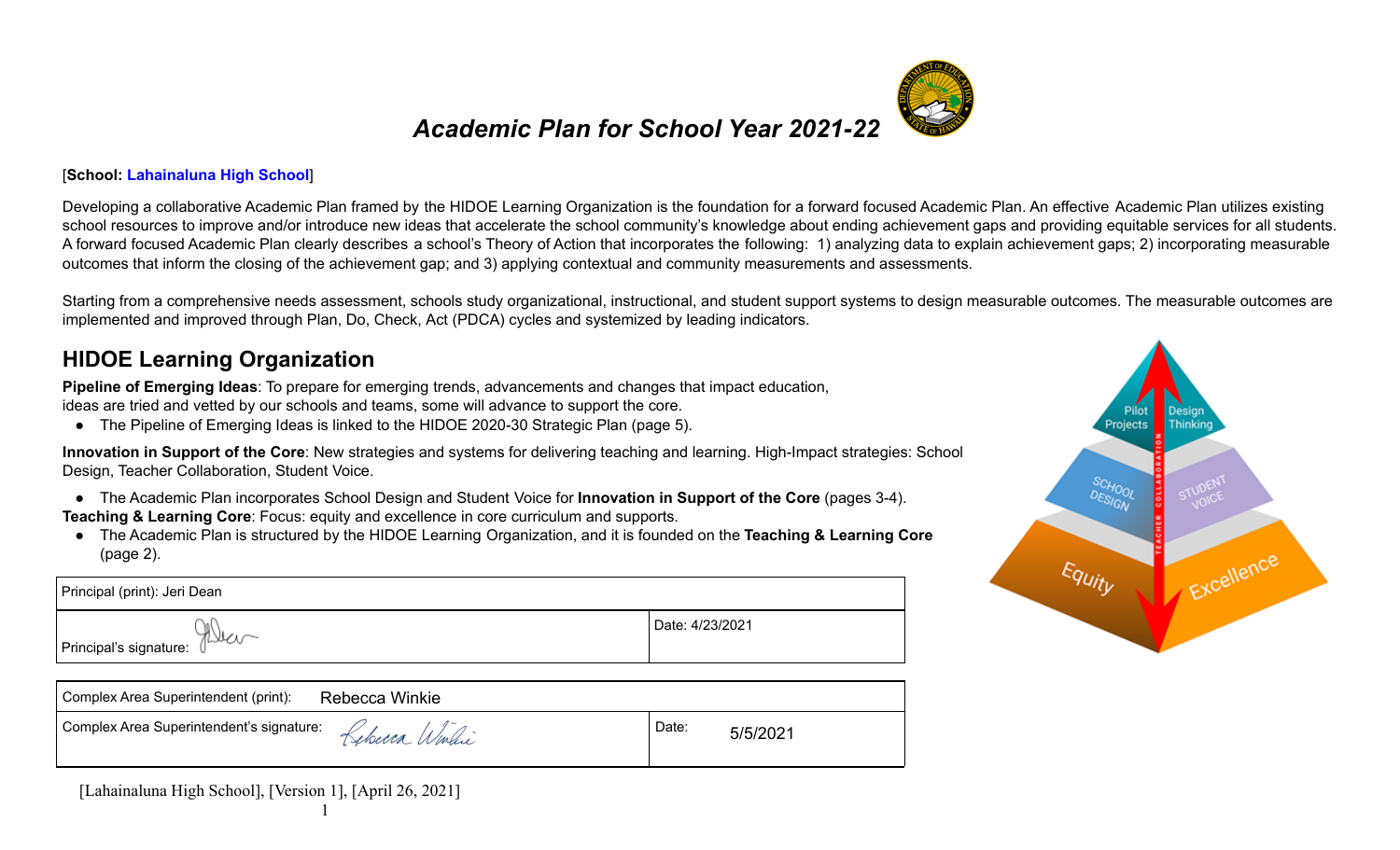# *Academic Plan for School Year 2021-22*

[**School: Lahainaluna High School**]

Developing a collaborative Academic Plan framed by the HIDOE Learning Organization is the foundation for a forward focused Academic Plan. An effective Academic Plan utilizes existing school resources to improve and/or introduce new ideas that accelerate the school community's knowledge about ending achievement gaps and providing equitable services for all students. A forward focused Academic Plan clearly describes a school's Theory of Action that incorporates the following: 1) analyzing data to explain achievement gaps; 2) incorporating measurable outcomes that inform the closing of the achievement gap; and 3) applying contextual and community measurements and assessments.

Starting from a comprehensive needs assessment, schools study organizational, instructional, and student support systems to design measurable outcomes. The measurable outcomes are implemented and improved through Plan, Do, Check, Act (PDCA) cycles and systemized by leading indicators.

## HIDOE Learning Organization

**Pipeline of Emerging Ideas**: To prepare for emerging trends, advancements and changes that impact education, ideas are tried and vetted by our schools and teams, some will advance to support the core.

- The Pipeline of Emerging Ideas is linked to the HIDOE 2020-30 Strategic Plan (page 5).

**Innovation in Support of the Core**: New strategies and systems for delivering teaching and learning. High-Impact strategies: School Design, Teacher Collaboration, Student Voice.

- The Academic Plan incorporates School Design and Student Voice for **Innovation in Support of the Core** (pages 3-4).

**Teaching & Learning Core**: Focus: equity and excellence in core curriculum and supports.

- The Academic Plan is structured by the HIDOE Learning Organization, and it is founded on the **Teaching & Learning Core** (page 2).

| Principal (print): Jeri Dean | |
|---|---|
| Principal's signature: | Date: 4/23/2021 |

| Complex Area Superintendent (print): Rebecca Winkie | |
|---|---|
| Complex Area Superintendent's signature: | Date: 5/5/2021 |

[Lahainaluna High School], [Version 1], [April 26, 2021]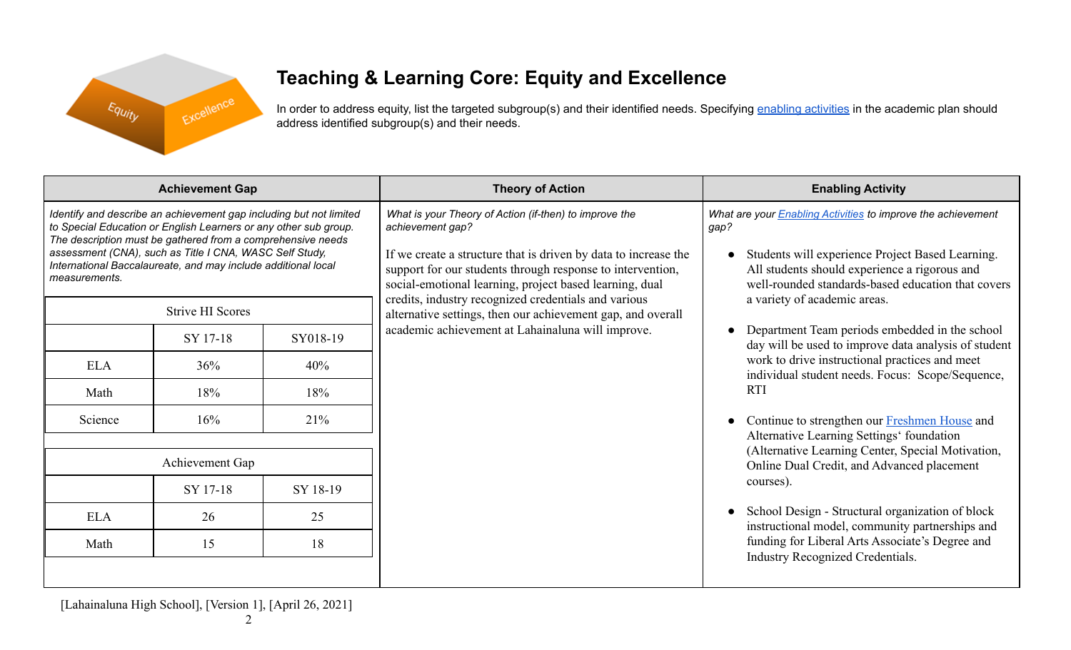# Teaching & Learning Core: Equity and Excellence

In order to address equity, list the targeted subgroup(s) and their identified needs. Specifying enabling activities in the academic plan should address identified subgroup(s) and their needs.

| Achievement Gap | Theory of Action | Enabling Activity |
|---|---|---|
| *Identify and describe an achievement gap including but not limited to Special Education or English Learners or any other sub group. The description must be gathered from a comprehensive needs assessment (CNA), such as Title I CNA, WASC Self Study, International Baccalaureate, and may include additional local measurements.* | *What is your Theory of Action (if-then) to improve the achievement gap?*<br><br>If we create a structure that is driven by data to increase the support for our students through response to intervention, social-emotional learning, project based learning, dual credits, industry recognized credentials and various alternative settings, then our achievement gap, and overall academic achievement at Lahainaluna will improve. | *What are your Enabling Activities to improve the achievement gap?*<br><br>• Students will experience Project Based Learning. All students should experience a rigorous and well-rounded standards-based education that covers a variety of academic areas.<br><br>• Department Team periods embedded in the school day will be used to improve data analysis of student work to drive instructional practices and meet individual student needs. Focus: Scope/Sequence, RTI<br><br>• Continue to strengthen our Freshmen House and Alternative Learning Settings' foundation (Alternative Learning Center, Special Motivation, Online Dual Credit, and Advanced placement courses).<br><br>• School Design - Structural organization of block instructional model, community partnerships and funding for Liberal Arts Associate's Degree and Industry Recognized Credentials. |

| Strive HI Scores | | |
|---|---|---|
| | SY 17-18 | SY018-19 |
| ELA | 36% | 40% |
| Math | 18% | 18% |
| Science | 16% | 21% |

| Achievement Gap | | |
|---|---|---|
| | SY 17-18 | SY 18-19 |
| ELA | 26 | 25 |
| Math | 15 | 18 |

[Lahainaluna High School], [Version 1], [April 26, 2021]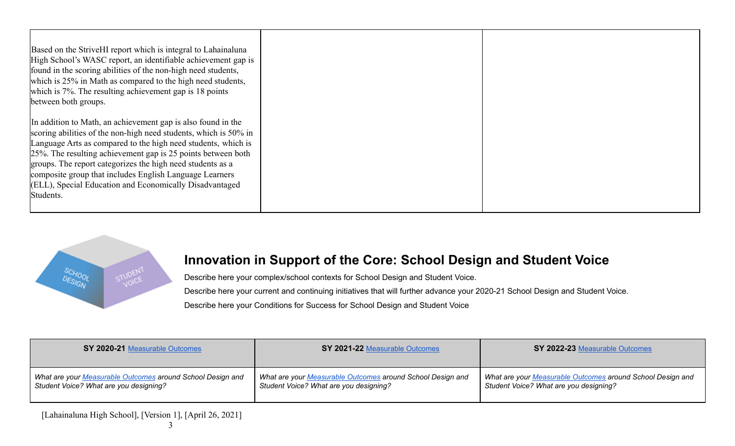| | | |
|---|---|---|
| Based on the StriveHI report which is integral to Lahainaluna High School's WASC report, an identifiable achievement gap is found in the scoring abilities of the non-high need students, which is 25% in Math as compared to the high need students, which is 7%. The resulting achievement gap is 18 points between both groups.<br><br>In addition to Math, an achievement gap is also found in the scoring abilities of the non-high need students, which is 50% in Language Arts as compared to the high need students, which is 25%. The resulting achievement gap is 25 points between both groups. The report categorizes the high need students as a composite group that includes English Language Learners (ELL), Special Education and Economically Disadvantaged Students. | | |

## Innovation in Support of the Core: School Design and Student Voice

Describe here your complex/school contexts for School Design and Student Voice.

Describe here your current and continuing initiatives that will further advance your 2020-21 School Design and Student Voice.

Describe here your Conditions for Success for School Design and Student Voice

| **SY 2020-21** Measurable Outcomes | **SY 2021-22** Measurable Outcomes | **SY 2022-23** Measurable Outcomes |
|---|---|---|
| *What are your Measurable Outcomes around School Design and Student Voice? What are you designing?* | *What are your Measurable Outcomes around School Design and Student Voice? What are you designing?* | *What are your Measurable Outcomes around School Design and Student Voice? What are you designing?* |

[Lahainaluna High School], [Version 1], [April 26, 2021]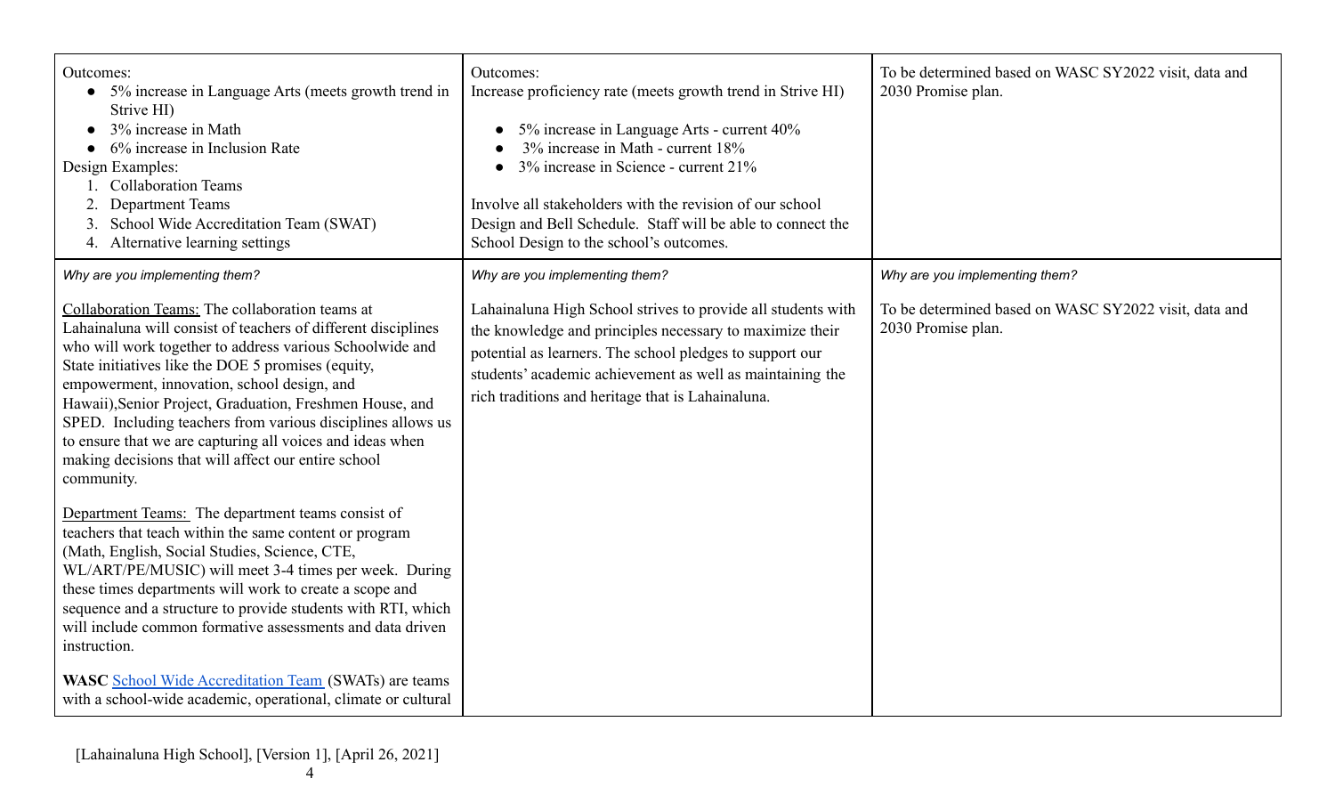| Outcomes:<br>• 5% increase in Language Arts (meets growth trend in Strive HI)<br>• 3% increase in Math<br>• 6% increase in Inclusion Rate<br>Design Examples:<br>1. Collaboration Teams<br>2. Department Teams<br>3. School Wide Accreditation Team (SWAT)<br>4. Alternative learning settings | Outcomes:<br>Increase proficiency rate (meets growth trend in Strive HI)<br><br>• 5% increase in Language Arts - current 40%<br>• 3% increase in Math - current 18%<br>• 3% increase in Science - current 21%<br><br>Involve all stakeholders with the revision of our school Design and Bell Schedule. Staff will be able to connect the School Design to the school's outcomes. | To be determined based on WASC SY2022 visit, data and 2030 Promise plan. |
|---|---|---|
| *Why are you implementing them?*<br><br><u>Collaboration Teams:</u> The collaboration teams at Lahainaluna will consist of teachers of different disciplines who will work together to address various Schoolwide and State initiatives like the DOE 5 promises (equity, empowerment, innovation, school design, and Hawaii),Senior Project, Graduation, Freshmen House, and SPED. Including teachers from various disciplines allows us to ensure that we are capturing all voices and ideas when making decisions that will affect our entire school community.<br><br><u>Department Teams:</u> The department teams consist of teachers that teach within the same content or program (Math, English, Social Studies, Science, CTE, WL/ART/PE/MUSIC) will meet 3-4 times per week. During these times departments will work to create a scope and sequence and a structure to provide students with RTI, which will include common formative assessments and data driven instruction.<br><br>**WASC** School Wide Accreditation Team (SWATs) are teams with a school-wide academic, operational, climate or cultural | *Why are you implementing them?*<br><br>Lahainaluna High School strives to provide all students with the knowledge and principles necessary to maximize their potential as learners. The school pledges to support our students' academic achievement as well as maintaining the rich traditions and heritage that is Lahainaluna. | *Why are you implementing them?*<br><br>To be determined based on WASC SY2022 visit, data and 2030 Promise plan. |

[Lahainaluna High School], [Version 1], [April 26, 2021]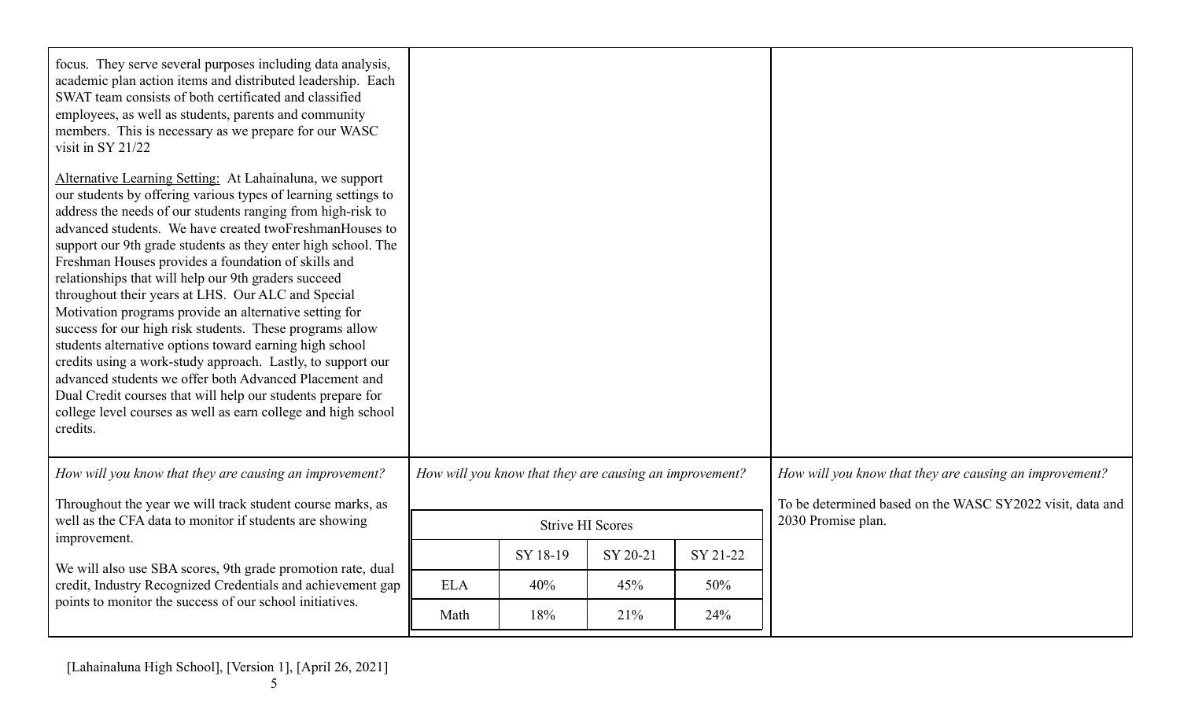| | | |
|---|---|---|
| focus. They serve several purposes including data analysis, academic plan action items and distributed leadership. Each SWAT team consists of both certificated and classified employees, as well as students, parents and community members. This is necessary as we prepare for our WASC visit in SY 21/22<br><br>Alternative Learning Setting: At Lahainaluna, we support our students by offering various types of learning settings to address the needs of our students ranging from high-risk to advanced students. We have created twoFreshmanHouses to support our 9th grade students as they enter high school. The Freshman Houses provides a foundation of skills and relationships that will help our 9th graders succeed throughout their years at LHS. Our ALC and Special Motivation programs provide an alternative setting for success for our high risk students. These programs allow students alternative options toward earning high school credits using a work-study approach. Lastly, to support our advanced students we offer both Advanced Placement and Dual Credit courses that will help our students prepare for college level courses as well as earn college and high school credits. | | |
| *How will you know that they are causing an improvement?*<br><br>Throughout the year we will track student course marks, as well as the CFA data to monitor if students are showing improvement.<br><br>We will also use SBA scores, 9th grade promotion rate, dual credit, Industry Recognized Credentials and achievement gap points to monitor the success of our school initiatives. | *How will you know that they are causing an improvement?*<br><br>Strive HI Scores (see table below) | *How will you know that they are causing an improvement?*<br><br>To be determined based on the WASC SY2022 visit, data and 2030 Promise plan. |

| Strive HI Scores | | | |
|---|---|---|---|
| | SY 18-19 | SY 20-21 | SY 21-22 |
| ELA | 40% | 45% | 50% |
| Math | 18% | 21% | 24% |

[Lahainaluna High School], [Version 1], [April 26, 2021]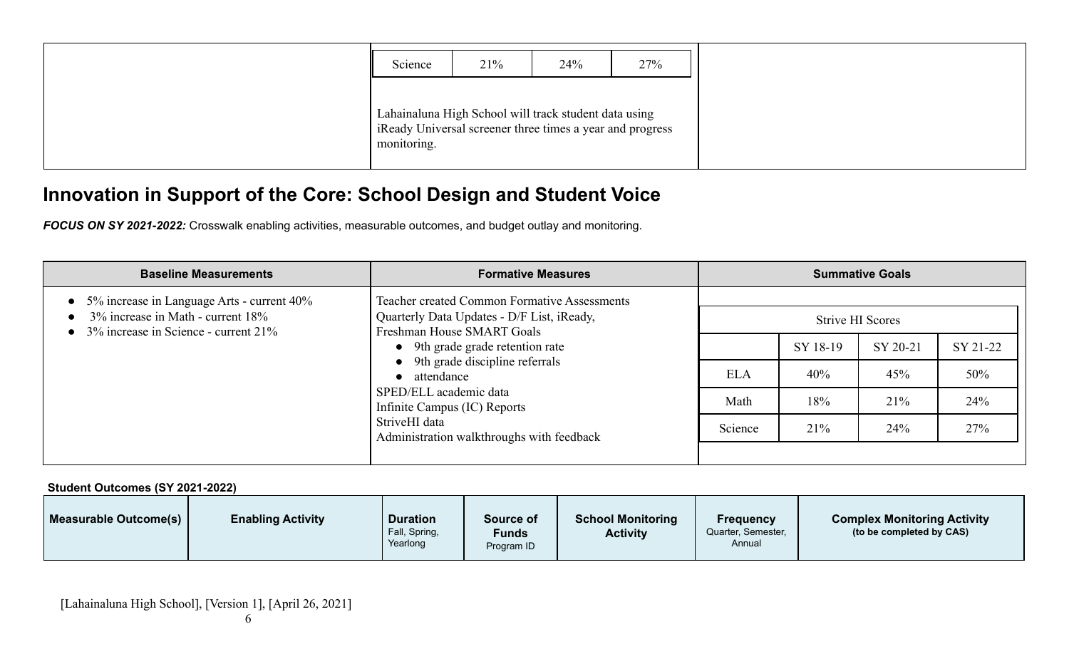| | | |
|---|---|---|
| | Science \| 21% \| 24% \| 27%<br><br>Lahainaluna High School will track student data using iReady Universal screener three times a year and progress monitoring. | |

## Innovation in Support of the Core: School Design and Student Voice

***FOCUS ON SY 2021-2022:*** Crosswalk enabling activities, measurable outcomes, and budget outlay and monitoring.

| Baseline Measurements | Formative Measures | Summative Goals |
|---|---|---|
| • 5% increase in Language Arts - current 40%<br>• 3% increase in Math - current 18%<br>• 3% increase in Science - current 21% | Teacher created Common Formative Assessments<br>Quarterly Data Updates - D/F List, iReady,<br>Freshman House SMART Goals<br>• 9th grade grade retention rate<br>• 9th grade discipline referrals<br>• attendance<br>SPED/ELL academic data<br>Infinite Campus (IC) Reports<br>StriveHI data<br>Administration walkthroughs with feedback | (see Strive HI Scores table below) |

| Strive HI Scores | | | |
|---|---|---|---|
| | SY 18-19 | SY 20-21 | SY 21-22 |
| ELA | 40% | 45% | 50% |
| Math | 18% | 21% | 24% |
| Science | 21% | 24% | 27% |

**Student Outcomes (SY 2021-2022)**

| Measurable Outcome(s) | Enabling Activity | Duration<br>Fall, Spring, Yearlong | Source of Funds<br>Program ID | School Monitoring Activity | Frequency<br>Quarter, Semester, Annual | Complex Monitoring Activity<br>(to be completed by CAS) |
|---|---|---|---|---|---|---|

[Lahainaluna High School], [Version 1], [April 26, 2021]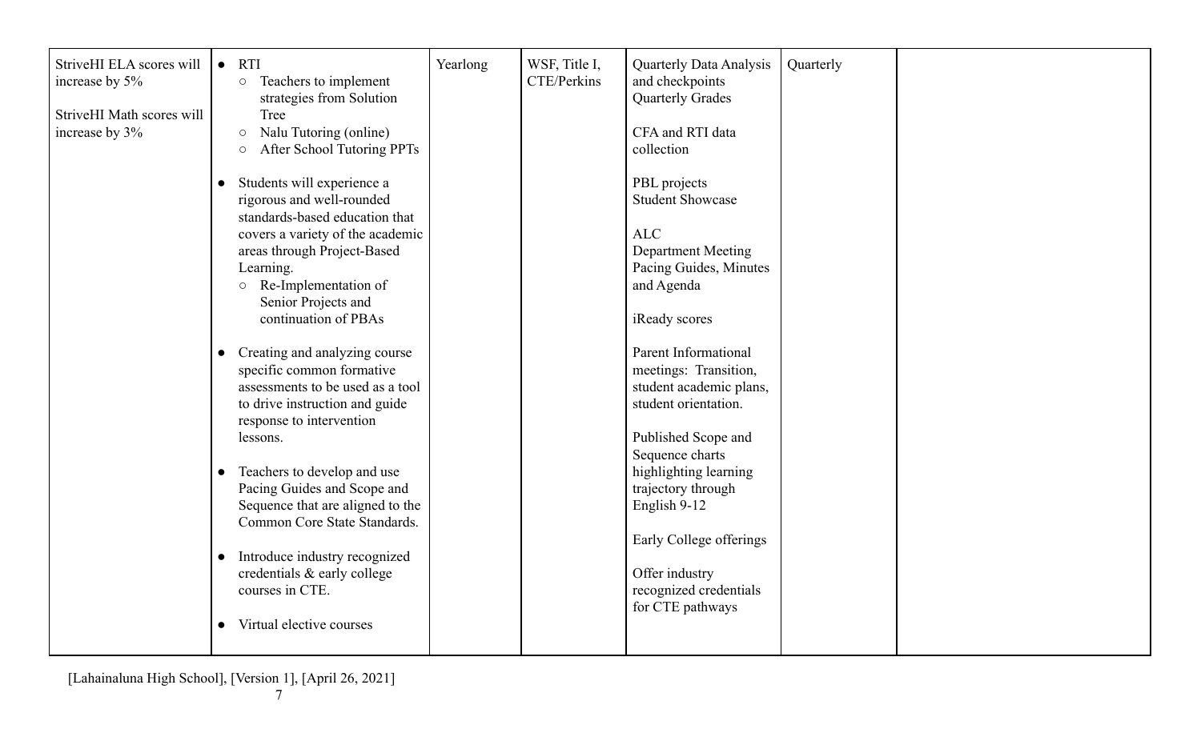| | | | | | | |
|---|---|---|---|---|---|---|
| StriveHI ELA scores will increase by 5%<br><br>StriveHI Math scores will increase by 3% | • RTI<br>&nbsp;&nbsp;○ Teachers to implement strategies from Solution Tree<br>&nbsp;&nbsp;○ Nalu Tutoring (online)<br>&nbsp;&nbsp;○ After School Tutoring PPTs<br><br>• Students will experience a rigorous and well-rounded standards-based education that covers a variety of the academic areas through Project-Based Learning.<br>&nbsp;&nbsp;○ Re-Implementation of Senior Projects and continuation of PBAs<br><br>• Creating and analyzing course specific common formative assessments to be used as a tool to drive instruction and guide response to intervention lessons.<br><br>• Teachers to develop and use Pacing Guides and Scope and Sequence that are aligned to the Common Core State Standards.<br><br>• Introduce industry recognized credentials & early college courses in CTE.<br><br>• Virtual elective courses | Yearlong | WSF, Title I, CTE/Perkins | Quarterly Data Analysis and checkpoints<br>Quarterly Grades<br><br>CFA and RTI data collection<br><br>PBL projects<br>Student Showcase<br><br>ALC<br>Department Meeting<br>Pacing Guides, Minutes and Agenda<br><br>iReady scores<br><br>Parent Informational meetings: Transition, student academic plans, student orientation.<br><br>Published Scope and Sequence charts highlighting learning trajectory through English 9-12<br><br>Early College offerings<br><br>Offer industry recognized credentials for CTE pathways | Quarterly | |

[Lahainaluna High School], [Version 1], [April 26, 2021]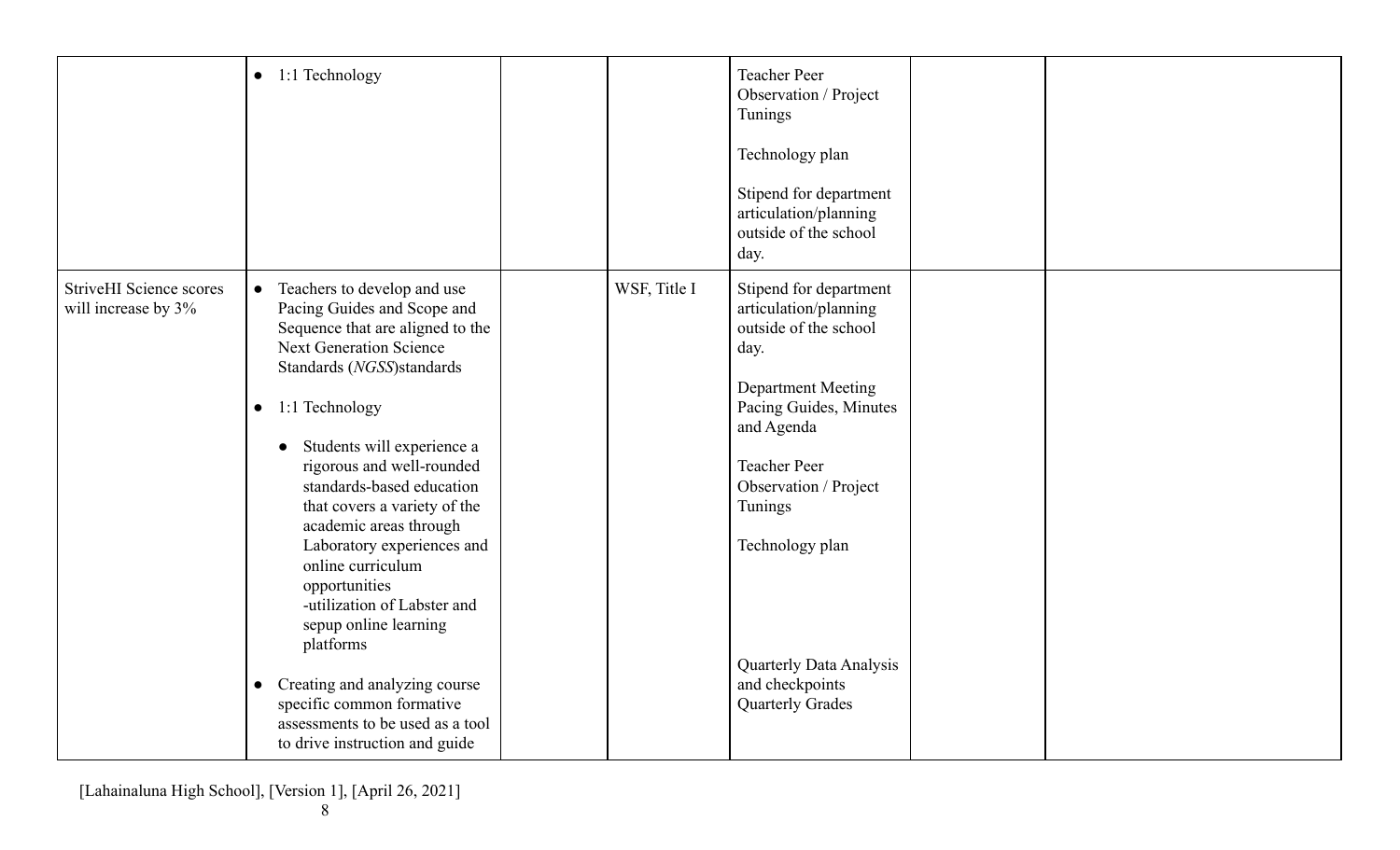| | | | | | | |
|---|---|---|---|---|---|---|
| | • 1:1 Technology | | | Teacher Peer Observation / Project Tunings<br><br>Technology plan<br><br>Stipend for department articulation/planning outside of the school day. | | |
| StriveHI Science scores will increase by 3% | • Teachers to develop and use Pacing Guides and Scope and Sequence that are aligned to the Next Generation Science Standards (*NGSS*)standards<br><br>• 1:1 Technology<br><br>• Students will experience a rigorous and well-rounded standards-based education that covers a variety of the academic areas through Laboratory experiences and online curriculum opportunities -utilization of Labster and sepup online learning platforms<br><br>• Creating and analyzing course specific common formative assessments to be used as a tool to drive instruction and guide | | WSF, Title I | Stipend for department articulation/planning outside of the school day.<br><br>Department Meeting Pacing Guides, Minutes and Agenda<br><br>Teacher Peer Observation / Project Tunings<br><br>Technology plan<br><br>Quarterly Data Analysis and checkpoints Quarterly Grades | | |

[Lahainaluna High School], [Version 1], [April 26, 2021]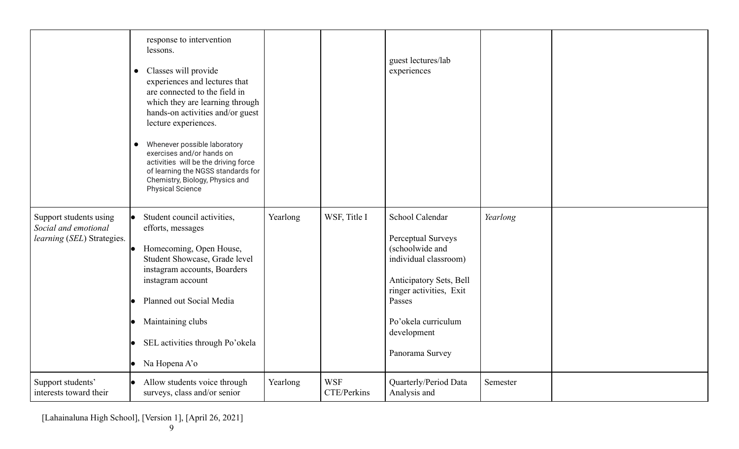| | | | | | | |
|---|---|---|---|---|---|---|
| | response to intervention lessons.<br>• Classes will provide experiences and lectures that are connected to the field in which they are learning through hands-on activities and/or guest lecture experiences.<br>• Whenever possible laboratory exercises and/or hands on activities will be the driving force of learning the NGSS standards for Chemistry, Biology, Physics and Physical Science | | | guest lectures/lab experiences | | |
| Support students using *Social and emotional learning* (*SEL*) Strategies. | • Student council activities, efforts, messages<br>• Homecoming, Open House, Student Showcase, Grade level instagram accounts, Boarders instagram account<br>• Planned out Social Media<br>• Maintaining clubs<br>• SEL activities through Po'okela<br>• Na Hopena A'o | Yearlong | WSF, Title I | School Calendar<br>Perceptual Surveys (schoolwide and individual classroom)<br>Anticipatory Sets, Bell ringer activities, Exit Passes<br>Po'okela curriculum development<br>Panorama Survey | *Yearlong* | |
| Support students' interests toward their | • Allow students voice through surveys, class and/or senior | Yearlong | WSF CTE/Perkins | Quarterly/Period Data Analysis and | Semester | |

[Lahainaluna High School], [Version 1], [April 26, 2021]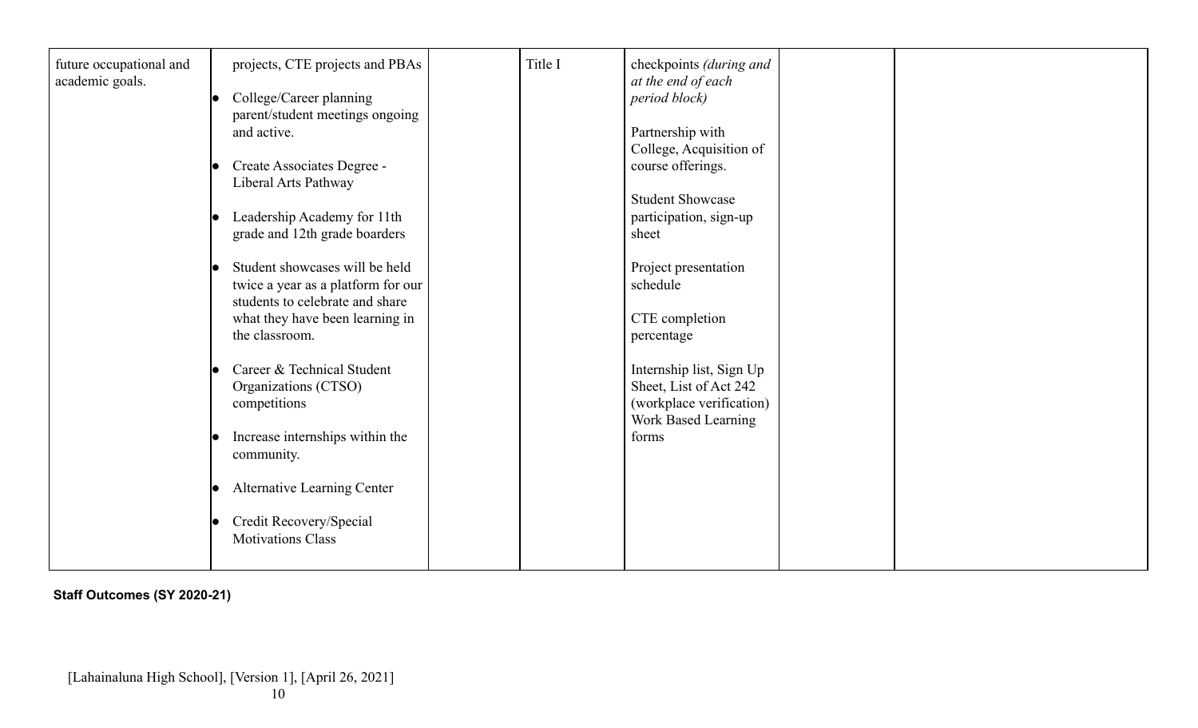| | | | | | | |
|---|---|---|---|---|---|---|
| future occupational and academic goals. | projects, CTE projects and PBAs<br>• College/Career planning parent/student meetings ongoing and active.<br>• Create Associates Degree - Liberal Arts Pathway<br>• Leadership Academy for 11th grade and 12th grade boarders<br>• Student showcases will be held twice a year as a platform for our students to celebrate and share what they have been learning in the classroom.<br>• Career & Technical Student Organizations (CTSO) competitions<br>• Increase internships within the community.<br>• Alternative Learning Center<br>• Credit Recovery/Special Motivations Class | | Title I | checkpoints *(during and at the end of each period block)*<br><br>Partnership with College, Acquisition of course offerings.<br><br>Student Showcase participation, sign-up sheet<br><br>Project presentation schedule<br><br>CTE completion percentage<br><br>Internship list, Sign Up Sheet, List of Act 242 (workplace verification) Work Based Learning forms | | |

**Staff Outcomes (SY 2020-21)**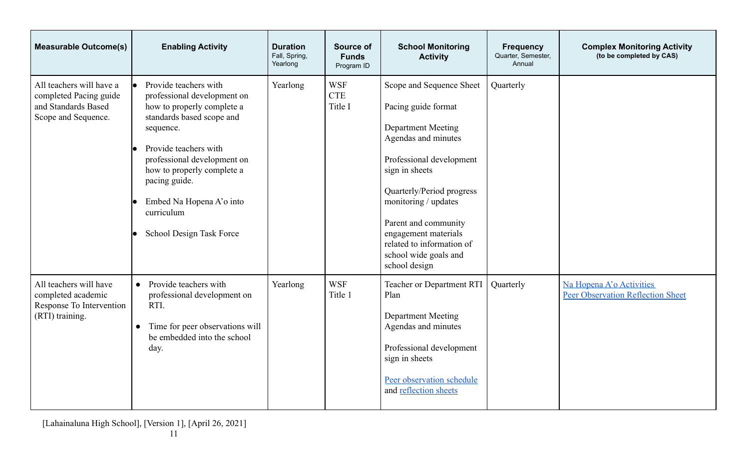| Measurable Outcome(s) | Enabling Activity | Duration Fall, Spring, Yearlong | Source of Funds Program ID | School Monitoring Activity | Frequency Quarter, Semester, Annual | Complex Monitoring Activity (to be completed by CAS) |
|---|---|---|---|---|---|---|
| All teachers will have a completed Pacing guide and Standards Based Scope and Sequence. | • Provide teachers with professional development on how to properly complete a standards based scope and sequence.<br>• Provide teachers with professional development on how to properly complete a pacing guide.<br>• Embed Na Hopena A'o into curriculum<br>• School Design Task Force | Yearlong | WSF<br>CTE<br>Title I | Scope and Sequence Sheet<br><br>Pacing guide format<br><br>Department Meeting Agendas and minutes<br><br>Professional development sign in sheets<br><br>Quarterly/Period progress monitoring / updates<br><br>Parent and community engagement materials related to information of school wide goals and school design | Quarterly | |
| All teachers will have completed academic Response To Intervention (RTI) training. | • Provide teachers with professional development on RTI.<br>• Time for peer observations will be embedded into the school day. | Yearlong | WSF<br>Title 1 | Teacher or Department RTI Plan<br><br>Department Meeting Agendas and minutes<br><br>Professional development sign in sheets<br><br>Peer observation schedule and reflection sheets | Quarterly | Na Hopena A'o Activities<br>Peer Observation Reflection Sheet |

[Lahainaluna High School], [Version 1], [April 26, 2021]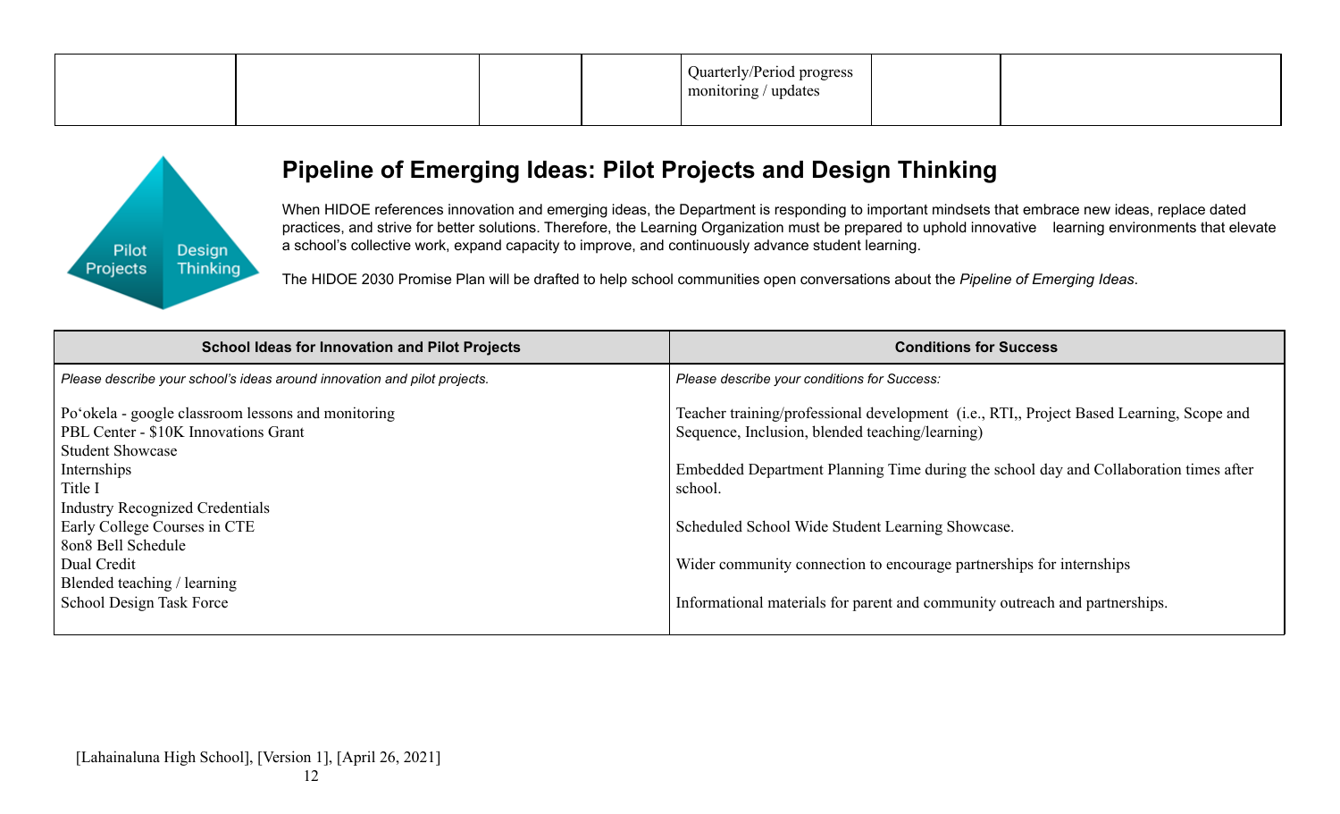| | | | | | | |
|---|---|---|---|---|---|---|
| | | | | Quarterly/Period progress monitoring / updates | | |

Pilot Projects Design Thinking

## Pipeline of Emerging Ideas: Pilot Projects and Design Thinking

When HIDOE references innovation and emerging ideas, the Department is responding to important mindsets that embrace new ideas, replace dated practices, and strive for better solutions. Therefore, the Learning Organization must be prepared to uphold innovative learning environments that elevate a school's collective work, expand capacity to improve, and continuously advance student learning.

The HIDOE 2030 Promise Plan will be drafted to help school communities open conversations about the *Pipeline of Emerging Ideas*.

| School Ideas for Innovation and Pilot Projects | Conditions for Success |
|---|---|
| *Please describe your school's ideas around innovation and pilot projects.*<br><br>Poʻokela - google classroom lessons and monitoring<br>PBL Center - $10K Innovations Grant<br>Student Showcase<br>Internships<br>Title I<br>Industry Recognized Credentials<br>Early College Courses in CTE<br>8on8 Bell Schedule<br>Dual Credit<br>Blended teaching / learning<br>School Design Task Force | *Please describe your conditions for Success:*<br><br>Teacher training/professional development (i.e., RTI,, Project Based Learning, Scope and Sequence, Inclusion, blended teaching/learning)<br><br>Embedded Department Planning Time during the school day and Collaboration times after school.<br><br>Scheduled School Wide Student Learning Showcase.<br><br>Wider community connection to encourage partnerships for internships<br><br>Informational materials for parent and community outreach and partnerships. |

[Lahainaluna High School], [Version 1], [April 26, 2021]